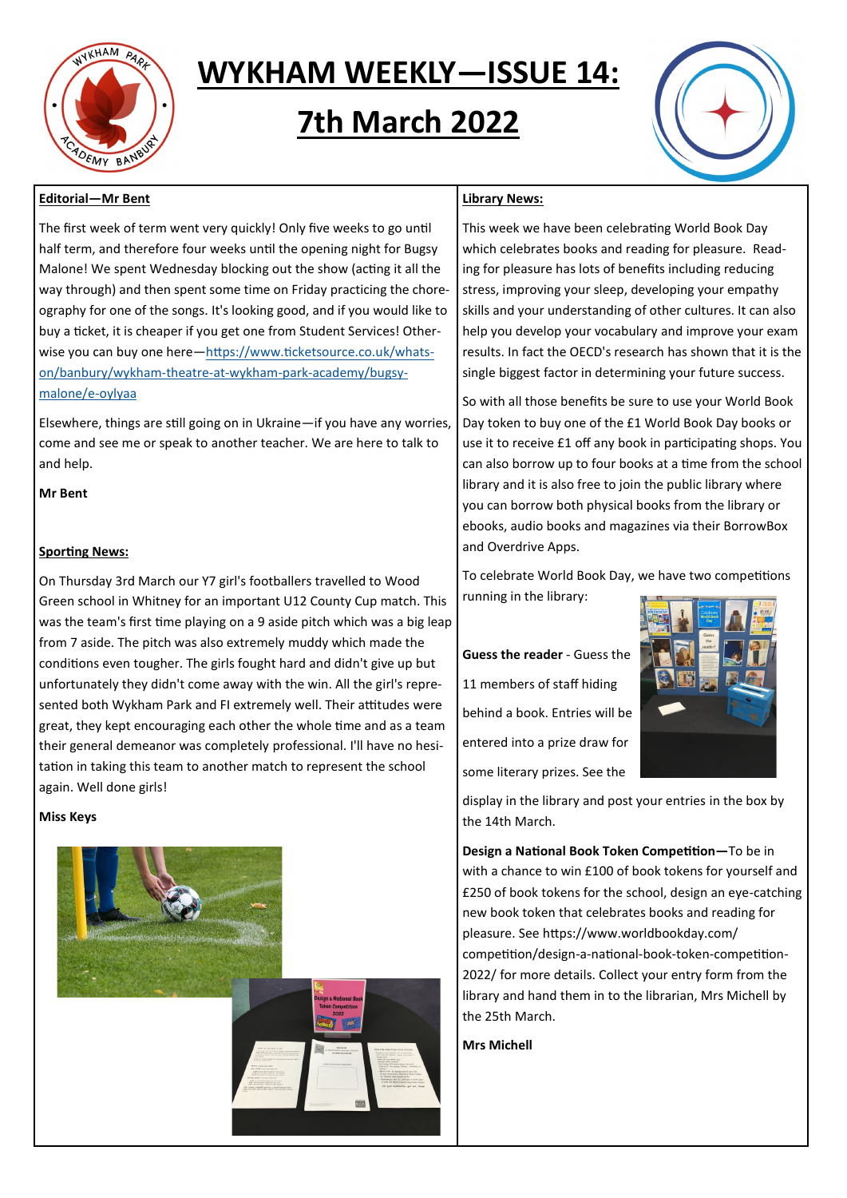# WYKHAM WEEKLY—ISSUE 14:

# 7th March 2022

## Editorial—Mr Bent

The first week of term went very quickly! Only five weeks to go until half term, and therefore four weeks until the opening night for Bugsy Malone! We spent Wednesday blocking out the show (acting it all the way through) and then spent some time on Friday practicing the choreography for one of the songs. It's looking good, and if you would like to buy a ticket, it is cheaper if you get one from Student Services! Otherwise you can buy one here—https://www.ticketsource.co.uk/whats-on/banbury/wykham-theatre-at-wykham-park-academy/bugsy-malone/e-oylyaa

Elsewhere, things are still going on in Ukraine—if you have any worries, come and see me or speak to another teacher. We are here to talk to and help.

**Mr Bent**

## Sporting News:

On Thursday 3rd March our Y7 girl's footballers travelled to Wood Green school in Whitney for an important U12 County Cup match. This was the team's first time playing on a 9 aside pitch which was a big leap from 7 aside. The pitch was also extremely muddy which made the conditions even tougher. The girls fought hard and didn't give up but unfortunately they didn't come away with the win. All the girl's represented both Wykham Park and FI extremely well. Their attitudes were great, they kept encouraging each other the whole time and as a team their general demeanor was completely professional. I'll have no hesitation in taking this team to another match to represent the school again. Well done girls!

**Miss Keys**

## Library News:

This week we have been celebrating World Book Day which celebrates books and reading for pleasure. Reading for pleasure has lots of benefits including reducing stress, improving your sleep, developing your empathy skills and your understanding of other cultures. It can also help you develop your vocabulary and improve your exam results. In fact the OECD's research has shown that it is the single biggest factor in determining your future success.

So with all those benefits be sure to use your World Book Day token to buy one of the £1 World Book Day books or use it to receive £1 off any book in participating shops. You can also borrow up to four books at a time from the school library and it is also free to join the public library where you can borrow both physical books from the library or ebooks, audio books and magazines via their BorrowBox and Overdrive Apps.

To celebrate World Book Day, we have two competitions running in the library:

**Guess the reader** - Guess the 11 members of staff hiding behind a book. Entries will be entered into a prize draw for some literary prizes. See the display in the library and post your entries in the box by the 14th March.

**Design a National Book Token Competition—**To be in with a chance to win £100 of book tokens for yourself and £250 of book tokens for the school, design an eye-catching new book token that celebrates books and reading for pleasure. See https://www.worldbookday.com/competition/design-a-national-book-token-competition-2022/ for more details. Collect your entry form from the library and hand them in to the librarian, Mrs Michell by the 25th March.

**Mrs Michell**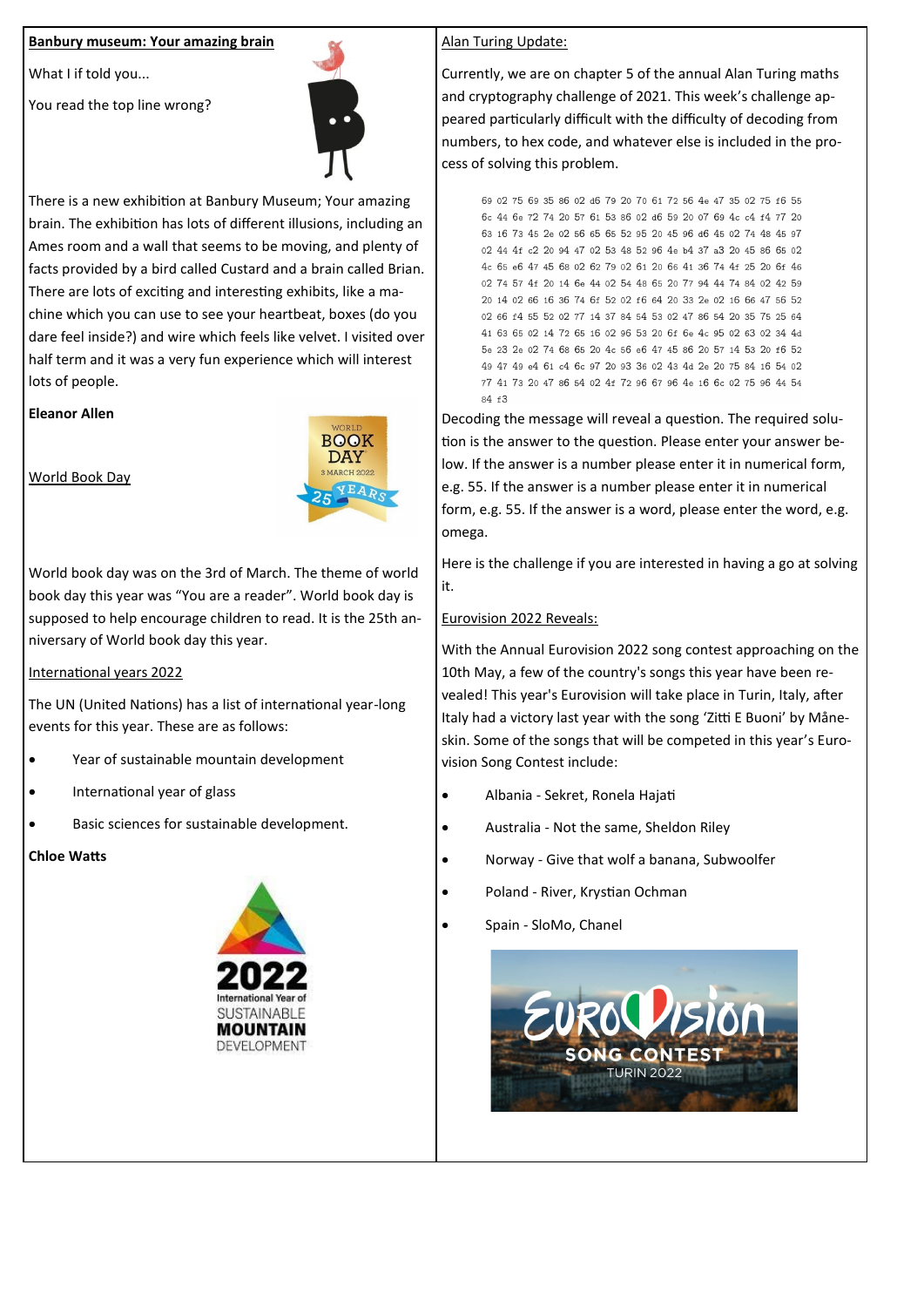## Banbury museum: Your amazing brain

What I if told you...

You read the top line wrong?

There is a new exhibition at Banbury Museum; Your amazing brain. The exhibition has lots of different illusions, including an Ames room and a wall that seems to be moving, and plenty of facts provided by a bird called Custard and a brain called Brian. There are lots of exciting and interesting exhibits, like a machine which you can use to see your heartbeat, boxes (do you dare feel inside?) and wire which feels like velvet. I visited over half term and it was a very fun experience which will interest lots of people.

**Eleanor Allen**

## World Book Day

World book day was on the 3rd of March. The theme of world book day this year was "You are a reader". World book day is supposed to help encourage children to read. It is the 25th anniversary of World book day this year.

## International years 2022

The UN (United Nations) has a list of international year-long events for this year. These are as follows:

- Year of sustainable mountain development
- International year of glass
- Basic sciences for sustainable development.

**Chloe Watts**

## Alan Turing Update:

Currently, we are on chapter 5 of the annual Alan Turing maths and cryptography challenge of 2021. This week's challenge appeared particularly difficult with the difficulty of decoding from numbers, to hex code, and whatever else is included in the process of solving this problem.

```
69 02 75 69 35 86 02 d6 79 20 70 61 72 56 4e 47 35 02 75 f6 55
6c 44 6e 72 74 20 57 61 53 86 02 d6 59 20 07 69 4c c4 f4 77 20
63 16 73 45 2e 02 56 65 65 52 95 20 45 96 d6 45 02 74 48 45 97
02 44 4f c2 20 94 47 02 53 48 52 96 4e b4 37 a3 20 45 86 65 02
4c 65 e6 47 45 68 02 62 79 02 61 20 66 41 36 74 4f 25 20 6f 46
02 74 57 4f 20 14 6e 44 02 54 48 65 20 77 94 44 74 84 02 42 59
20 14 02 66 16 36 74 6f 52 02 f6 64 20 33 2e 02 16 66 47 56 52
02 66 f4 55 52 02 77 14 37 84 54 53 02 47 86 54 20 35 75 25 64
41 63 65 02 14 72 65 16 02 96 53 20 6f 6e 4c 95 02 63 02 34 4d
5e 23 2e 02 74 68 65 20 4c 56 e6 47 45 86 20 57 14 53 20 f6 52
49 47 49 e4 61 c4 6c 97 20 93 36 02 43 4d 2e 20 75 84 16 54 02
77 41 73 20 47 86 54 02 4f 72 96 67 96 4e 16 6c 02 75 96 44 54
84 f3
```

Decoding the message will reveal a question. The required solution is the answer to the question. Please enter your answer below. If the answer is a number please enter it in numerical form, e.g. 55. If the answer is a number please enter it in numerical form, e.g. 55. If the answer is a word, please enter the word, e.g. omega.

Here is the challenge if you are interested in having a go at solving it.

## Eurovision 2022 Reveals:

With the Annual Eurovision 2022 song contest approaching on the 10th May, a few of the country's songs this year have been revealed! This year's Eurovision will take place in Turin, Italy, after Italy had a victory last year with the song 'Zitti E Buoni' by Måneskin. Some of the songs that will be competed in this year's Eurovision Song Contest include:

- Albania - Sekret, Ronela Hajati
- Australia - Not the same, Sheldon Riley
- Norway - Give that wolf a banana, Subwoolfer
- Poland - River, Krystian Ochman
- Spain - SloMo, Chanel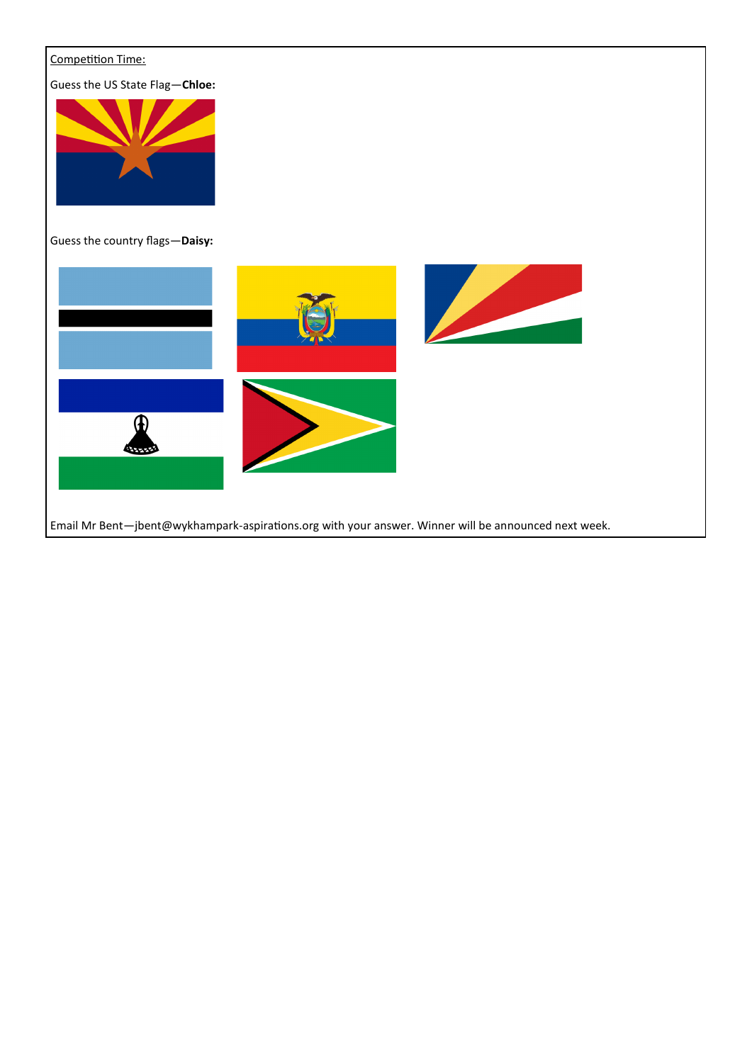Competition Time:

Guess the US State Flag—**Chloe:**

Guess the country flags—**Daisy:**

Email Mr Bent—jbent@wykhampark-aspirations.org with your answer. Winner will be announced next week.